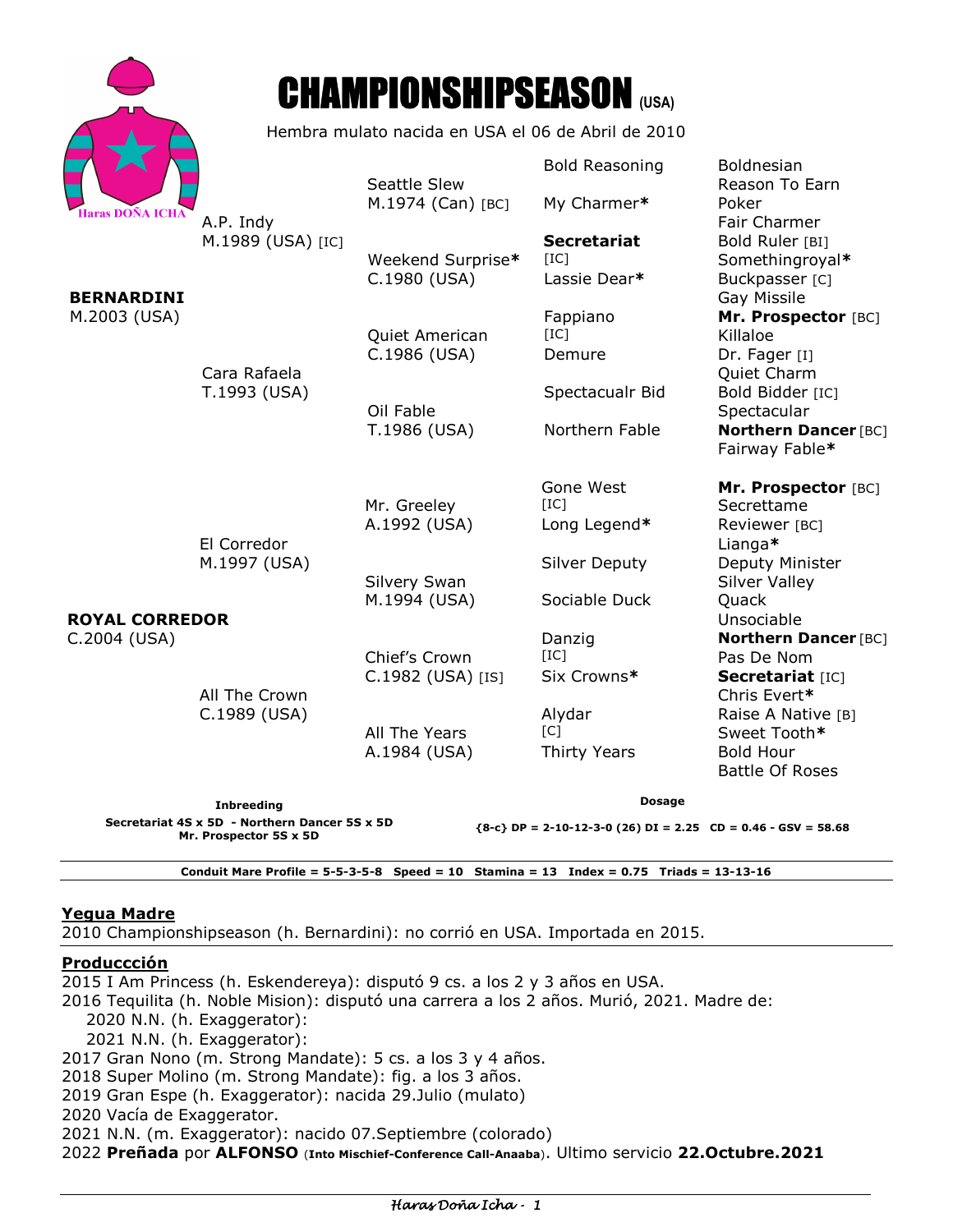# CHAMPIONSHIPSEASON (USA)

Hembra mulato nacida en USA el 06 de Abril de 2010

| | | | |
|---|---|---|---|
| **BERNARDINI** M.2003 (USA) | A.P. Indy M.1989 (USA) [IC] | Seattle Slew M.1974 (Can) [BC] | Bold Reasoning |
| | | | My Charmer* |
| | | Weekend Surprise* C.1980 (USA) | **Secretariat** [IC] |
| | | | Lassie Dear* |
| | Cara Rafaela T.1993 (USA) | Quiet American C.1986 (USA) | Fappiano [IC] |
| | | | Demure |
| | | Oil Fable T.1986 (USA) | Spectacualr Bid |
| | | | Northern Fable |
| **ROYAL CORREDOR** C.2004 (USA) | El Corredor M.1997 (USA) | Mr. Greeley A.1992 (USA) | Gone West [IC] |
| | | | Long Legend* |
| | | Silvery Swan M.1994 (USA) | Silver Deputy |
| | | | Sociable Duck |
| | All The Crown C.1989 (USA) | Chief's Crown C.1982 (USA) [IS] | Danzig [IC] |
| | | | Six Crowns* |
| | | All The Years A.1984 (USA) | Alydar [C] |
| | | | Thirty Years |

| Abuelos (5ª generación) |
|---|
| Boldnesian |
| Reason To Earn |
| Poker |
| Fair Charmer |
| Bold Ruler [BI] |
| Somethingroyal* |
| Buckpasser [C] |
| Gay Missile |
| **Mr. Prospector** [BC] |
| Killaloe |
| Dr. Fager [I] |
| Quiet Charm |
| Bold Bidder [IC] |
| Spectacular |
| **Northern Dancer** [BC] |
| Fairway Fable* |
| **Mr. Prospector** [BC] |
| Secrettame |
| Reviewer [BC] |
| Lianga* |
| Deputy Minister |
| Silver Valley |
| Quack |
| Unsociable |
| **Northern Dancer** [BC] |
| Pas De Nom |
| **Secretariat** [IC] |
| Chris Evert* |
| Raise A Native [B] |
| Sweet Tooth* |
| Bold Hour |
| Battle Of Roses |

**Inbreeding**
**Secretariat 4S x 5D - Northern Dancer 5S x 5D**
**Mr. Prospector 5S x 5D**

**Dosage**
**{8-c} DP = 2-10-12-3-0 (26) DI = 2.25 CD = 0.46 - GSV = 58.68**

**Conduit Mare Profile = 5-5-3-5-8 Speed = 10 Stamina = 13 Index = 0.75 Triads = 13-13-16**

## Yegua Madre

2010 Championshipseason (h. Bernardini): no corrió en USA. Importada en 2015.

## Produccción

2015 I Am Princess (h. Eskendereya): disputó 9 cs. a los 2 y 3 años en USA.
2016 Tequilita (h. Noble Mision): disputó una carrera a los 2 años. Murió, 2021. Madre de:
- 2020 N.N. (h. Exaggerator):
- 2021 N.N. (h. Exaggerator):

2017 Gran Nono (m. Strong Mandate): 5 cs. a los 3 y 4 años.
2018 Super Molino (m. Strong Mandate): fig. a los 3 años.
2019 Gran Espe (h. Exaggerator): nacida 29.Julio (mulato)
2020 Vacía de Exaggerator.
2021 N.N. (m. Exaggerator): nacido 07.Septiembre (colorado)
2022 **Preñada** por **ALFONSO** (**Into Mischief-Conference Call-Anaaba**). Ultimo servicio **22.Octubre.2021**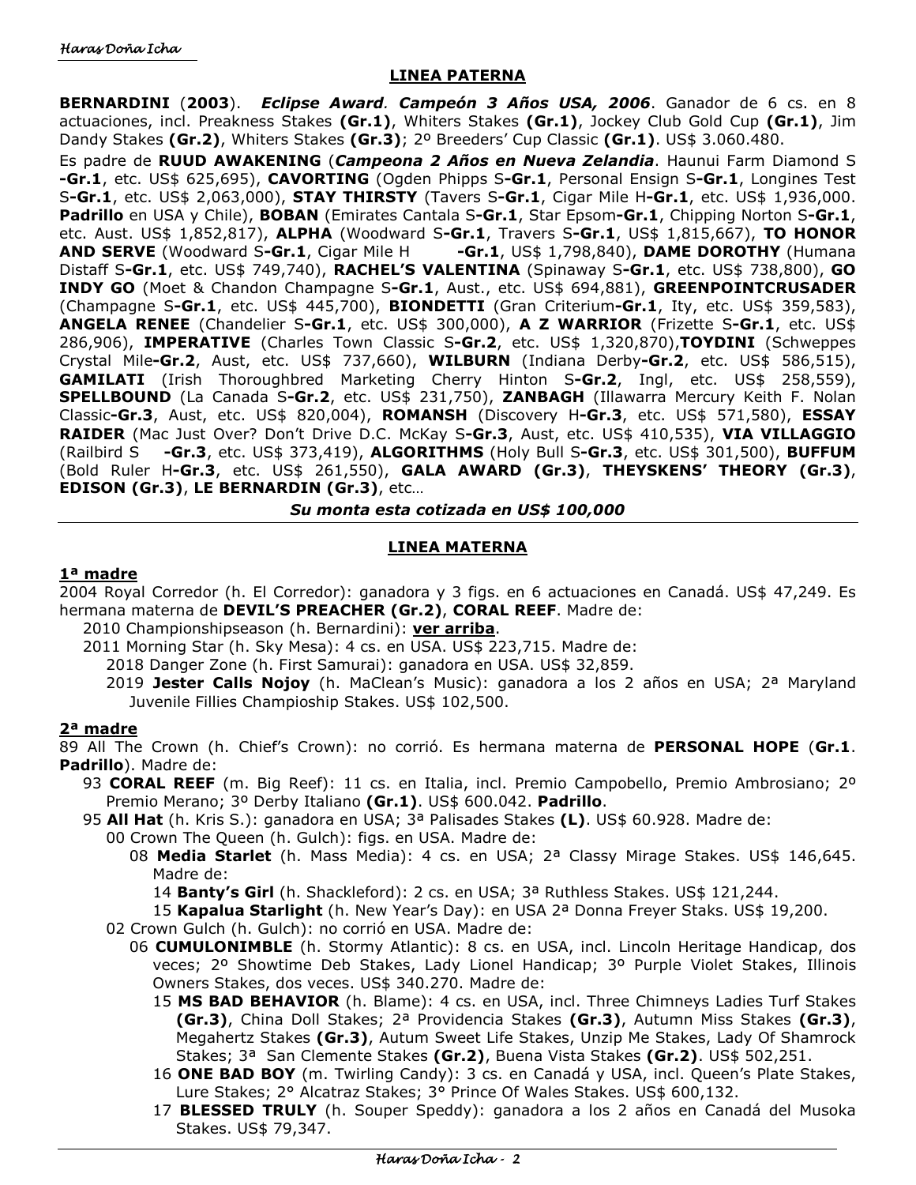## LINEA PATERNA

**BERNARDINI** (**2003**). ***Eclipse Award*. *Campeón 3 Años USA, 2006***. Ganador de 6 cs. en 8 actuaciones, incl. Preakness Stakes **(Gr.1)**, Whiters Stakes **(Gr.1)**, Jockey Club Gold Cup **(Gr.1)**, Jim Dandy Stakes **(Gr.2)**, Whiters Stakes **(Gr.3)**; 2º Breeders' Cup Classic **(Gr.1)**. US$ 3.060.480.

Es padre de **RUUD AWAKENING** (***Campeona 2 Años en Nueva Zelandia***. Haunui Farm Diamond S **-Gr.1**, etc. US$ 625,695), **CAVORTING** (Ogden Phipps S**-Gr.1**, Personal Ensign S**-Gr.1**, Longines Test S**-Gr.1**, etc. US$ 2,063,000), **STAY THIRSTY** (Tavers S**-Gr.1**, Cigar Mile H**-Gr.1**, etc. US$ 1,936,000. **Padrillo** en USA y Chile), **BOBAN** (Emirates Cantala S**-Gr.1**, Star Epsom**-Gr.1**, Chipping Norton S**-Gr.1**, etc. Aust. US$ 1,852,817), **ALPHA** (Woodward S**-Gr.1**, Travers S**-Gr.1**, US$ 1,815,667), **TO HONOR AND SERVE** (Woodward S**-Gr.1**, Cigar Mile H **-Gr.1**, US$ 1,798,840), **DAME DOROTHY** (Humana Distaff S**-Gr.1**, etc. US$ 749,740), **RACHEL'S VALENTINA** (Spinaway S**-Gr.1**, etc. US$ 738,800), **GO INDY GO** (Moet & Chandon Champagne S**-Gr.1**, Aust., etc. US$ 694,881), **GREENPOINTCRUSADER** (Champagne S**-Gr.1**, etc. US$ 445,700), **BIONDETTI** (Gran Criterium**-Gr.1**, Ity, etc. US$ 359,583), **ANGELA RENEE** (Chandelier S**-Gr.1**, etc. US$ 300,000), **A Z WARRIOR** (Frizette S**-Gr.1**, etc. US$ 286,906), **IMPERATIVE** (Charles Town Classic S**-Gr.2**, etc. US$ 1,320,870),**TOYDINI** (Schweppes Crystal Mile**-Gr.2**, Aust, etc. US$ 737,660), **WILBURN** (Indiana Derby**-Gr.2**, etc. US$ 586,515), **GAMILATI** (Irish Thoroughbred Marketing Cherry Hinton S**-Gr.2**, Ingl, etc. US$ 258,559), **SPELLBOUND** (La Canada S**-Gr.2**, etc. US$ 231,750), **ZANBAGH** (Illawarra Mercury Keith F. Nolan Classic**-Gr.3**, Aust, etc. US$ 820,004), **ROMANSH** (Discovery H**-Gr.3**, etc. US$ 571,580), **ESSAY RAIDER** (Mac Just Over? Don't Drive D.C. McKay S**-Gr.3**, Aust, etc. US$ 410,535), **VIA VILLAGGIO** (Railbird S **-Gr.3**, etc. US$ 373,419), **ALGORITHMS** (Holy Bull S**-Gr.3**, etc. US$ 301,500), **BUFFUM** (Bold Ruler H**-Gr.3**, etc. US$ 261,550), **GALA AWARD (Gr.3)**, **THEYSKENS' THEORY (Gr.3)**, **EDISON (Gr.3)**, **LE BERNARDIN (Gr.3)**, etc…

***Su monta esta cotizada en US$ 100,000***

## LINEA MATERNA

**1ª madre**

2004 Royal Corredor (h. El Corredor): ganadora y 3 figs. en 6 actuaciones en Canadá. US$ 47,249. Es hermana materna de **DEVIL'S PREACHER (Gr.2)**, **CORAL REEF**. Madre de:

- 2010 Championshipseason (h. Bernardini): **ver arriba**.
- 2011 Morning Star (h. Sky Mesa): 4 cs. en USA. US$ 223,715. Madre de:
  - 2018 Danger Zone (h. First Samurai): ganadora en USA. US$ 32,859.
  - 2019 **Jester Calls Nojoy** (h. MaClean's Music): ganadora a los 2 años en USA; 2ª Maryland Juvenile Fillies Champioship Stakes. US$ 102,500.

**2ª madre**

89 All The Crown (h. Chief's Crown): no corrió. Es hermana materna de **PERSONAL HOPE** (**Gr.1**. **Padrillo**). Madre de:

- 93 **CORAL REEF** (m. Big Reef): 11 cs. en Italia, incl. Premio Campobello, Premio Ambrosiano; 2º Premio Merano; 3º Derby Italiano **(Gr.1)**. US$ 600.042. **Padrillo**.
- 95 **All Hat** (h. Kris S.): ganadora en USA; 3ª Palisades Stakes **(L)**. US$ 60.928. Madre de:
  - 00 Crown The Queen (h. Gulch): figs. en USA. Madre de:
    - 08 **Media Starlet** (h. Mass Media): 4 cs. en USA; 2ª Classy Mirage Stakes. US$ 146,645. Madre de:
      - 14 **Banty's Girl** (h. Shackleford): 2 cs. en USA; 3ª Ruthless Stakes. US$ 121,244.
      - 15 **Kapalua Starlight** (h. New Year's Day): en USA 2ª Donna Freyer Staks. US$ 19,200.
  - 02 Crown Gulch (h. Gulch): no corrió en USA. Madre de:
    - 06 **CUMULONIMBLE** (h. Stormy Atlantic): 8 cs. en USA, incl. Lincoln Heritage Handicap, dos veces; 2º Showtime Deb Stakes, Lady Lionel Handicap; 3º Purple Violet Stakes, Illinois Owners Stakes, dos veces. US$ 340.270. Madre de:
      - 15 **MS BAD BEHAVIOR** (h. Blame): 4 cs. en USA, incl. Three Chimneys Ladies Turf Stakes **(Gr.3)**, China Doll Stakes; 2ª Providencia Stakes **(Gr.3)**, Autumn Miss Stakes **(Gr.3)**, Megahertz Stakes **(Gr.3)**, Autum Sweet Life Stakes, Unzip Me Stakes, Lady Of Shamrock Stakes; 3ª San Clemente Stakes **(Gr.2)**, Buena Vista Stakes **(Gr.2)**. US$ 502,251.
      - 16 **ONE BAD BOY** (m. Twirling Candy): 3 cs. en Canadá y USA, incl. Queen's Plate Stakes, Lure Stakes; 2° Alcatraz Stakes; 3° Prince Of Wales Stakes. US$ 600,132.
      - 17 **BLESSED TRULY** (h. Souper Speddy): ganadora a los 2 años en Canadá del Musoka Stakes. US$ 79,347.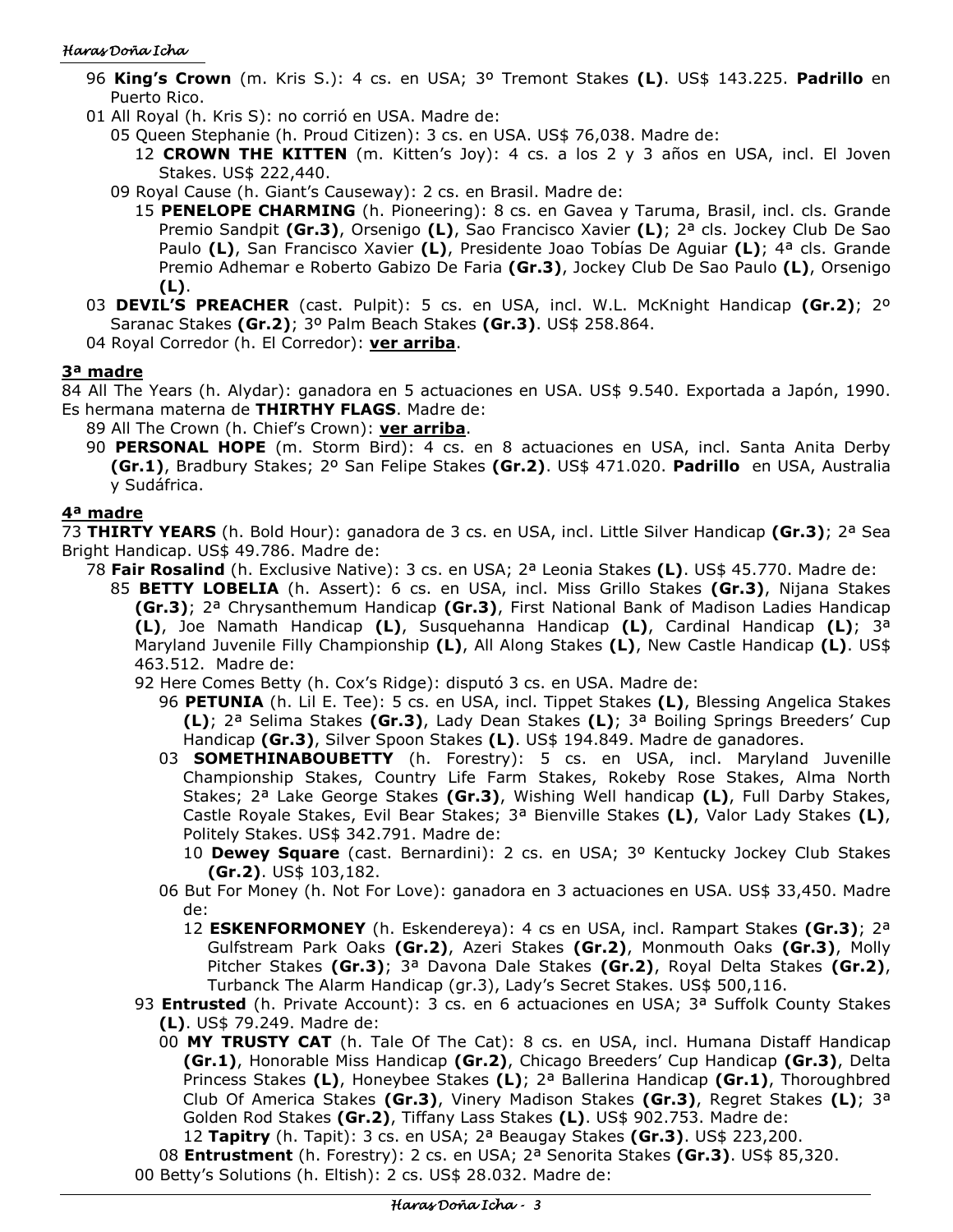- 96 **King's Crown** (m. Kris S.): 4 cs. en USA; 3º Tremont Stakes **(L)**. US$ 143.225. **Padrillo** en Puerto Rico.
- 01 All Royal (h. Kris S): no corrió en USA. Madre de:
  - 05 Queen Stephanie (h. Proud Citizen): 3 cs. en USA. US$ 76,038. Madre de:
    - 12 **CROWN THE KITTEN** (m. Kitten's Joy): 4 cs. a los 2 y 3 años en USA, incl. El Joven Stakes. US$ 222,440.
  - 09 Royal Cause (h. Giant's Causeway): 2 cs. en Brasil. Madre de:
    - 15 **PENELOPE CHARMING** (h. Pioneering): 8 cs. en Gavea y Taruma, Brasil, incl. cls. Grande Premio Sandpit **(Gr.3)**, Orsenigo **(L)**, Sao Francisco Xavier **(L)**; 2ª cls. Jockey Club De Sao Paulo **(L)**, San Francisco Xavier **(L)**, Presidente Joao Tobías De Aguiar **(L)**; 4ª cls. Grande Premio Adhemar e Roberto Gabizo De Faria **(Gr.3)**, Jockey Club De Sao Paulo **(L)**, Orsenigo **(L)**.
- 03 **DEVIL'S PREACHER** (cast. Pulpit): 5 cs. en USA, incl. W.L. McKnight Handicap **(Gr.2)**; 2º Saranac Stakes **(Gr.2)**; 3º Palm Beach Stakes **(Gr.3)**. US$ 258.864.
- 04 Royal Corredor (h. El Corredor): **<u>ver arriba</u>**.

## 3ª madre

84 All The Years (h. Alydar): ganadora en 5 actuaciones en USA. US$ 9.540. Exportada a Japón, 1990. Es hermana materna de **THIRTHY FLAGS**. Madre de:

- 89 All The Crown (h. Chief's Crown): **<u>ver arriba</u>**.
- 90 **PERSONAL HOPE** (m. Storm Bird): 4 cs. en 8 actuaciones en USA, incl. Santa Anita Derby **(Gr.1)**, Bradbury Stakes; 2º San Felipe Stakes **(Gr.2)**. US$ 471.020. **Padrillo** en USA, Australia y Sudáfrica.

## 4ª madre

73 **THIRTY YEARS** (h. Bold Hour): ganadora de 3 cs. en USA, incl. Little Silver Handicap **(Gr.3)**; 2ª Sea Bright Handicap. US$ 49.786. Madre de:

- 78 **Fair Rosalind** (h. Exclusive Native): 3 cs. en USA; 2ª Leonia Stakes **(L)**. US$ 45.770. Madre de:
  - 85 **BETTY LOBELIA** (h. Assert): 6 cs. en USA, incl. Miss Grillo Stakes **(Gr.3)**, Nijana Stakes **(Gr.3)**; 2ª Chrysanthemum Handicap **(Gr.3)**, First National Bank of Madison Ladies Handicap **(L)**, Joe Namath Handicap **(L)**, Susquehanna Handicap **(L)**, Cardinal Handicap **(L)**; 3ª Maryland Juvenile Filly Championship **(L)**, All Along Stakes **(L)**, New Castle Handicap **(L)**. US$ 463.512. Madre de:
    - 92 Here Comes Betty (h. Cox's Ridge): disputó 3 cs. en USA. Madre de:
      - 96 **PETUNIA** (h. Lil E. Tee): 5 cs. en USA, incl. Tippet Stakes **(L)**, Blessing Angelica Stakes **(L)**; 2ª Selima Stakes **(Gr.3)**, Lady Dean Stakes **(L)**; 3ª Boiling Springs Breeders' Cup Handicap **(Gr.3)**, Silver Spoon Stakes **(L)**. US$ 194.849. Madre de ganadores.
      - 03 **SOMETHINABOUBETTY** (h. Forestry): 5 cs. en USA, incl. Maryland Juvenille Championship Stakes, Country Life Farm Stakes, Rokeby Rose Stakes, Alma North Stakes; 2ª Lake George Stakes **(Gr.3)**, Wishing Well handicap **(L)**, Full Darby Stakes, Castle Royale Stakes, Evil Bear Stakes; 3ª Bienville Stakes **(L)**, Valor Lady Stakes **(L)**, Politely Stakes. US$ 342.791. Madre de:
        - 10 **Dewey Square** (cast. Bernardini): 2 cs. en USA; 3º Kentucky Jockey Club Stakes **(Gr.2)**. US$ 103,182.
      - 06 But For Money (h. Not For Love): ganadora en 3 actuaciones en USA. US$ 33,450. Madre de:
        - 12 **ESKENFORMONEY** (h. Eskendereya): 4 cs en USA, incl. Rampart Stakes **(Gr.3)**; 2ª Gulfstream Park Oaks **(Gr.2)**, Azeri Stakes **(Gr.2)**, Monmouth Oaks **(Gr.3)**, Molly Pitcher Stakes **(Gr.3)**; 3ª Davona Dale Stakes **(Gr.2)**, Royal Delta Stakes **(Gr.2)**, Turbanck The Alarm Handicap (gr.3), Lady's Secret Stakes. US$ 500,116.
    - 93 **Entrusted** (h. Private Account): 3 cs. en 6 actuaciones en USA; 3ª Suffolk County Stakes **(L)**. US$ 79.249. Madre de:
      - 00 **MY TRUSTY CAT** (h. Tale Of The Cat): 8 cs. en USA, incl. Humana Distaff Handicap **(Gr.1)**, Honorable Miss Handicap **(Gr.2)**, Chicago Breeders' Cup Handicap **(Gr.3)**, Delta Princess Stakes **(L)**, Honeybee Stakes **(L)**; 2ª Ballerina Handicap **(Gr.1)**, Thoroughbred Club Of America Stakes **(Gr.3)**, Vinery Madison Stakes **(Gr.3)**, Regret Stakes **(L)**; 3ª Golden Rod Stakes **(Gr.2)**, Tiffany Lass Stakes **(L)**. US$ 902.753. Madre de:
        - 12 **Tapitry** (h. Tapit): 3 cs. en USA; 2ª Beaugay Stakes **(Gr.3)**. US$ 223,200.
      - 08 **Entrustment** (h. Forestry): 2 cs. en USA; 2ª Senorita Stakes **(Gr.3)**. US$ 85,320.
    - 00 Betty's Solutions (h. Eltish): 2 cs. US$ 28.032. Madre de: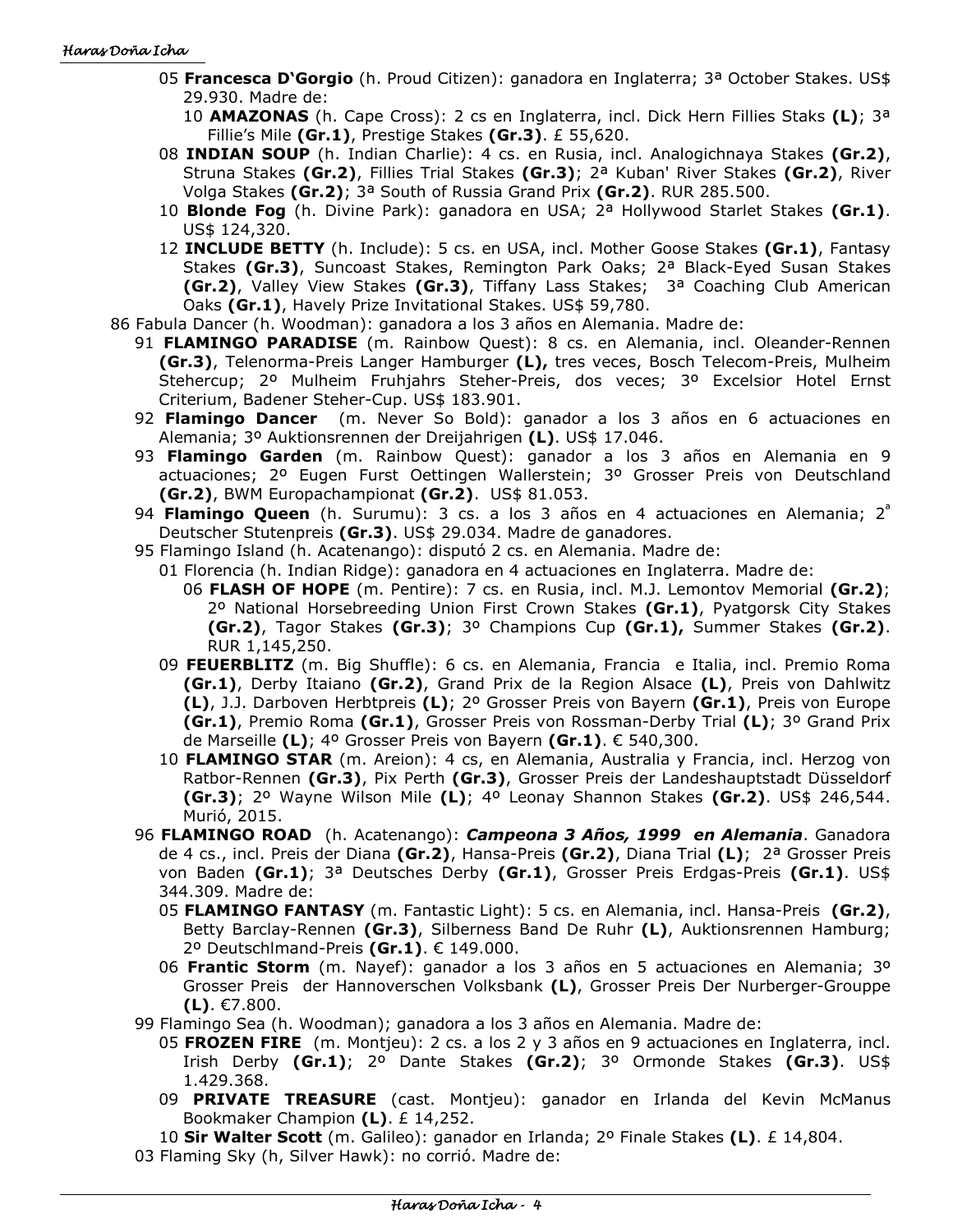- 05 **Francesca D'Gorgio** (h. Proud Citizen): ganadora en Inglaterra; 3ª October Stakes. US$ 29.930. Madre de:
  - 10 **AMAZONAS** (h. Cape Cross): 2 cs en Inglaterra, incl. Dick Hern Fillies Staks **(L)**; 3ª Fillie's Mile **(Gr.1)**, Prestige Stakes **(Gr.3)**. £ 55,620.
- 08 **INDIAN SOUP** (h. Indian Charlie): 4 cs. en Rusia, incl. Analogichnaya Stakes **(Gr.2)**, Struna Stakes **(Gr.2)**, Fillies Trial Stakes **(Gr.3)**; 2ª Kuban' River Stakes **(Gr.2)**, River Volga Stakes **(Gr.2)**; 3ª South of Russia Grand Prix **(Gr.2)**. RUR 285.500.
- 10 **Blonde Fog** (h. Divine Park): ganadora en USA; 2ª Hollywood Starlet Stakes **(Gr.1)**. US$ 124,320.
- 12 **INCLUDE BETTY** (h. Include): 5 cs. en USA, incl. Mother Goose Stakes **(Gr.1)**, Fantasy Stakes **(Gr.3)**, Suncoast Stakes, Remington Park Oaks; 2ª Black-Eyed Susan Stakes **(Gr.2)**, Valley View Stakes **(Gr.3)**, Tiffany Lass Stakes; 3ª Coaching Club American Oaks **(Gr.1)**, Havely Prize Invitational Stakes. US$ 59,780.

86 Fabula Dancer (h. Woodman): ganadora a los 3 años en Alemania. Madre de:

- 91 **FLAMINGO PARADISE** (m. Rainbow Quest): 8 cs. en Alemania, incl. Oleander-Rennen **(Gr.3)**, Telenorma-Preis Langer Hamburger **(L),** tres veces, Bosch Telecom-Preis, Mulheim Stehercup; 2º Mulheim Fruhjahrs Steher-Preis, dos veces; 3º Excelsior Hotel Ernst Criterium, Badener Steher-Cup. US$ 183.901.
- 92 **Flamingo Dancer** (m. Never So Bold): ganador a los 3 años en 6 actuaciones en Alemania; 3º Auktionsrennen der Dreijahrigen **(L)**. US$ 17.046.
- 93 **Flamingo Garden** (m. Rainbow Quest): ganador a los 3 años en Alemania en 9 actuaciones; 2º Eugen Furst Oettingen Wallerstein; 3º Grosser Preis von Deutschland **(Gr.2)**, BWM Europachampionat **(Gr.2)**. US$ 81.053.
- 94 **Flamingo Queen** (h. Surumu): 3 cs. a los 3 años en 4 actuaciones en Alemania; 2ª Deutscher Stutenpreis **(Gr.3)**. US$ 29.034. Madre de ganadores.
- 95 Flamingo Island (h. Acatenango): disputó 2 cs. en Alemania. Madre de:
  - 01 Florencia (h. Indian Ridge): ganadora en 4 actuaciones en Inglaterra. Madre de:
    - 06 **FLASH OF HOPE** (m. Pentire): 7 cs. en Rusia, incl. M.J. Lemontov Memorial **(Gr.2)**; 2º National Horsebreeding Union First Crown Stakes **(Gr.1)**, Pyatgorsk City Stakes **(Gr.2)**, Tagor Stakes **(Gr.3)**; 3º Champions Cup **(Gr.1),** Summer Stakes **(Gr.2)**. RUR 1,145,250.
  - 09 **FEUERBLITZ** (m. Big Shuffle): 6 cs. en Alemania, Francia e Italia, incl. Premio Roma **(Gr.1)**, Derby Itaiano **(Gr.2)**, Grand Prix de la Region Alsace **(L)**, Preis von Dahlwitz **(L)**, J.J. Darboven Herbtpreis **(L)**; 2º Grosser Preis von Bayern **(Gr.1)**, Preis von Europe **(Gr.1)**, Premio Roma **(Gr.1)**, Grosser Preis von Rossman-Derby Trial **(L)**; 3º Grand Prix de Marseille **(L)**; 4º Grosser Preis von Bayern **(Gr.1)**. € 540,300.
  - 10 **FLAMINGO STAR** (m. Areion): 4 cs, en Alemania, Australia y Francia, incl. Herzog von Ratbor-Rennen **(Gr.3)**, Pix Perth **(Gr.3)**, Grosser Preis der Landeshauptstadt Düsseldorf **(Gr.3)**; 2º Wayne Wilson Mile **(L)**; 4º Leonay Shannon Stakes **(Gr.2)**. US$ 246,544. Murió, 2015.
- 96 **FLAMINGO ROAD** (h. Acatenango): ***Campeona 3 Años, 1999 en Alemania***. Ganadora de 4 cs., incl. Preis der Diana **(Gr.2)**, Hansa-Preis **(Gr.2)**, Diana Trial **(L)**; 2ª Grosser Preis von Baden **(Gr.1)**; 3ª Deutsches Derby **(Gr.1)**, Grosser Preis Erdgas-Preis **(Gr.1)**. US$ 344.309. Madre de:
  - 05 **FLAMINGO FANTASY** (m. Fantastic Light): 5 cs. en Alemania, incl. Hansa-Preis **(Gr.2)**, Betty Barclay-Rennen **(Gr.3)**, Silberness Band De Ruhr **(L)**, Auktionsrennen Hamburg; 2º Deutschlmand-Preis **(Gr.1)**. € 149.000.
  - 06 **Frantic Storm** (m. Nayef): ganador a los 3 años en 5 actuaciones en Alemania; 3º Grosser Preis der Hannoverschen Volksbank **(L)**, Grosser Preis Der Nurberger-Grouppe **(L)**. €7.800.
- 99 Flamingo Sea (h. Woodman); ganadora a los 3 años en Alemania. Madre de:
  - 05 **FROZEN FIRE** (m. Montjeu): 2 cs. a los 2 y 3 años en 9 actuaciones en Inglaterra, incl. Irish Derby **(Gr.1)**; 2º Dante Stakes **(Gr.2)**; 3º Ormonde Stakes **(Gr.3)**. US$ 1.429.368.
  - 09 **PRIVATE TREASURE** (cast. Montjeu): ganador en Irlanda del Kevin McManus Bookmaker Champion **(L)**. £ 14,252.
  - 10 **Sir Walter Scott** (m. Galileo): ganador en Irlanda; 2º Finale Stakes **(L)**. £ 14,804.
- 03 Flaming Sky (h, Silver Hawk): no corrió. Madre de: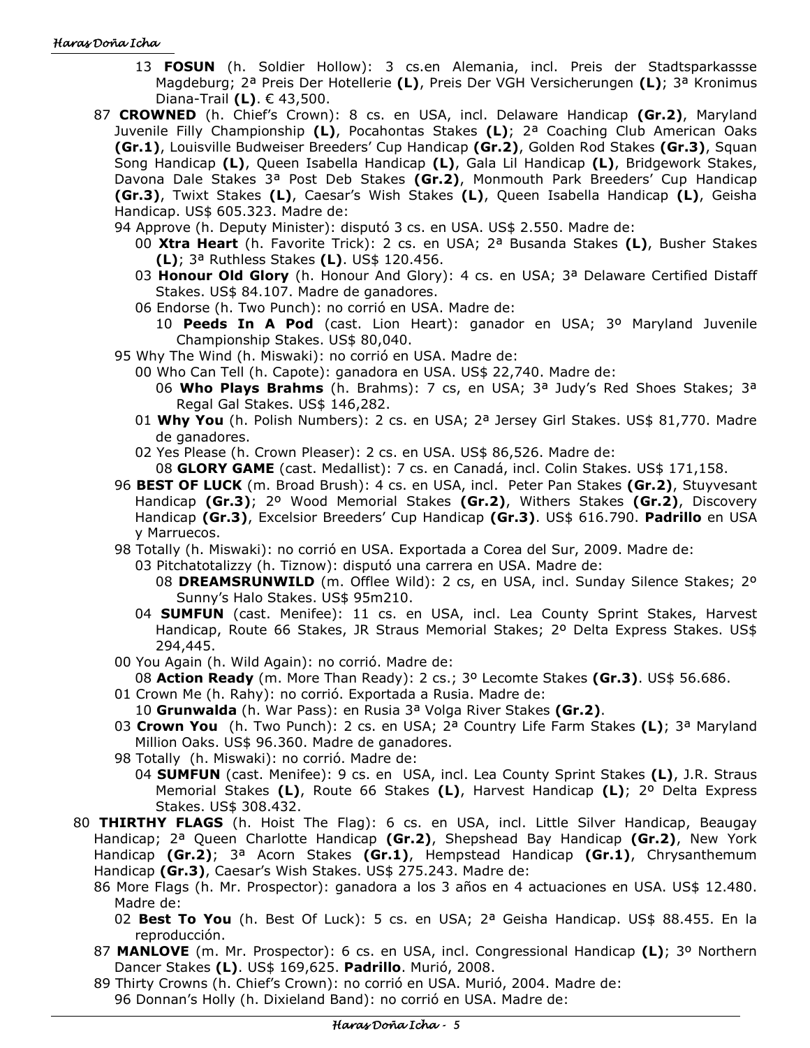13 **FOSUN** (h. Soldier Hollow): 3 cs.en Alemania, incl. Preis der Stadtsparkassse Magdeburg; 2ª Preis Der Hotellerie **(L)**, Preis Der VGH Versicherungen **(L)**; 3ª Kronimus Diana-Trail **(L)**. € 43,500.

87 **CROWNED** (h. Chief's Crown): 8 cs. en USA, incl. Delaware Handicap **(Gr.2)**, Maryland Juvenile Filly Championship **(L)**, Pocahontas Stakes **(L)**; 2ª Coaching Club American Oaks **(Gr.1)**, Louisville Budweiser Breeders' Cup Handicap **(Gr.2)**, Golden Rod Stakes **(Gr.3)**, Squan Song Handicap **(L)**, Queen Isabella Handicap **(L)**, Gala Lil Handicap **(L)**, Bridgework Stakes, Davona Dale Stakes 3ª Post Deb Stakes **(Gr.2)**, Monmouth Park Breeders' Cup Handicap **(Gr.3)**, Twixt Stakes **(L)**, Caesar's Wish Stakes **(L)**, Queen Isabella Handicap **(L)**, Geisha Handicap. US$ 605.323. Madre de:

94 Approve (h. Deputy Minister): disputó 3 cs. en USA. US$ 2.550. Madre de:

00 **Xtra Heart** (h. Favorite Trick): 2 cs. en USA; 2ª Busanda Stakes **(L)**, Busher Stakes **(L)**; 3ª Ruthless Stakes **(L)**. US$ 120.456.

03 **Honour Old Glory** (h. Honour And Glory): 4 cs. en USA; 3ª Delaware Certified Distaff Stakes. US$ 84.107. Madre de ganadores.

06 Endorse (h. Two Punch): no corrió en USA. Madre de:

10 **Peeds In A Pod** (cast. Lion Heart): ganador en USA; 3º Maryland Juvenile Championship Stakes. US$ 80,040.

95 Why The Wind (h. Miswaki): no corrió en USA. Madre de:

00 Who Can Tell (h. Capote): ganadora en USA. US$ 22,740. Madre de:

06 **Who Plays Brahms** (h. Brahms): 7 cs, en USA; 3ª Judy's Red Shoes Stakes; 3ª Regal Gal Stakes. US$ 146,282.

01 **Why You** (h. Polish Numbers): 2 cs. en USA; 2ª Jersey Girl Stakes. US$ 81,770. Madre de ganadores.

02 Yes Please (h. Crown Pleaser): 2 cs. en USA. US$ 86,526. Madre de:

08 **GLORY GAME** (cast. Medallist): 7 cs. en Canadá, incl. Colin Stakes. US$ 171,158.

96 **BEST OF LUCK** (m. Broad Brush): 4 cs. en USA, incl. Peter Pan Stakes **(Gr.2)**, Stuyvesant Handicap **(Gr.3)**; 2º Wood Memorial Stakes **(Gr.2)**, Withers Stakes **(Gr.2)**, Discovery Handicap **(Gr.3)**, Excelsior Breeders' Cup Handicap **(Gr.3)**. US$ 616.790. **Padrillo** en USA y Marruecos.

98 Totally (h. Miswaki): no corrió en USA. Exportada a Corea del Sur, 2009. Madre de:

03 Pitchatotalizzy (h. Tiznow): disputó una carrera en USA. Madre de:

08 **DREAMSRUNWILD** (m. Offlee Wild): 2 cs, en USA, incl. Sunday Silence Stakes; 2º Sunny's Halo Stakes. US$ 95m210.

04 **SUMFUN** (cast. Menifee): 11 cs. en USA, incl. Lea County Sprint Stakes, Harvest Handicap, Route 66 Stakes, JR Straus Memorial Stakes; 2º Delta Express Stakes. US$ 294,445.

00 You Again (h. Wild Again): no corrió. Madre de:

08 **Action Ready** (m. More Than Ready): 2 cs.; 3º Lecomte Stakes **(Gr.3)**. US$ 56.686.

01 Crown Me (h. Rahy): no corrió. Exportada a Rusia. Madre de:

10 **Grunwalda** (h. War Pass): en Rusia 3ª Volga River Stakes **(Gr.2)**.

03 **Crown You** (h. Two Punch): 2 cs. en USA; 2ª Country Life Farm Stakes **(L)**; 3ª Maryland Million Oaks. US$ 96.360. Madre de ganadores.

98 Totally (h. Miswaki): no corrió. Madre de:

04 **SUMFUN** (cast. Menifee): 9 cs. en USA, incl. Lea County Sprint Stakes **(L)**, J.R. Straus Memorial Stakes **(L)**, Route 66 Stakes **(L)**, Harvest Handicap **(L)**; 2º Delta Express Stakes. US$ 308.432.

80 **THIRTHY FLAGS** (h. Hoist The Flag): 6 cs. en USA, incl. Little Silver Handicap, Beaugay Handicap; 2ª Queen Charlotte Handicap **(Gr.2)**, Shepshead Bay Handicap **(Gr.2)**, New York Handicap **(Gr.2)**; 3ª Acorn Stakes **(Gr.1)**, Hempstead Handicap **(Gr.1)**, Chrysanthemum Handicap **(Gr.3)**, Caesar's Wish Stakes. US$ 275.243. Madre de:

86 More Flags (h. Mr. Prospector): ganadora a los 3 años en 4 actuaciones en USA. US$ 12.480. Madre de:

02 **Best To You** (h. Best Of Luck): 5 cs. en USA; 2ª Geisha Handicap. US$ 88.455. En la reproducción.

87 **MANLOVE** (m. Mr. Prospector): 6 cs. en USA, incl. Congressional Handicap **(L)**; 3º Northern Dancer Stakes **(L)**. US$ 169,625. **Padrillo**. Murió, 2008.

89 Thirty Crowns (h. Chief's Crown): no corrió en USA. Murió, 2004. Madre de:

96 Donnan's Holly (h. Dixieland Band): no corrió en USA. Madre de: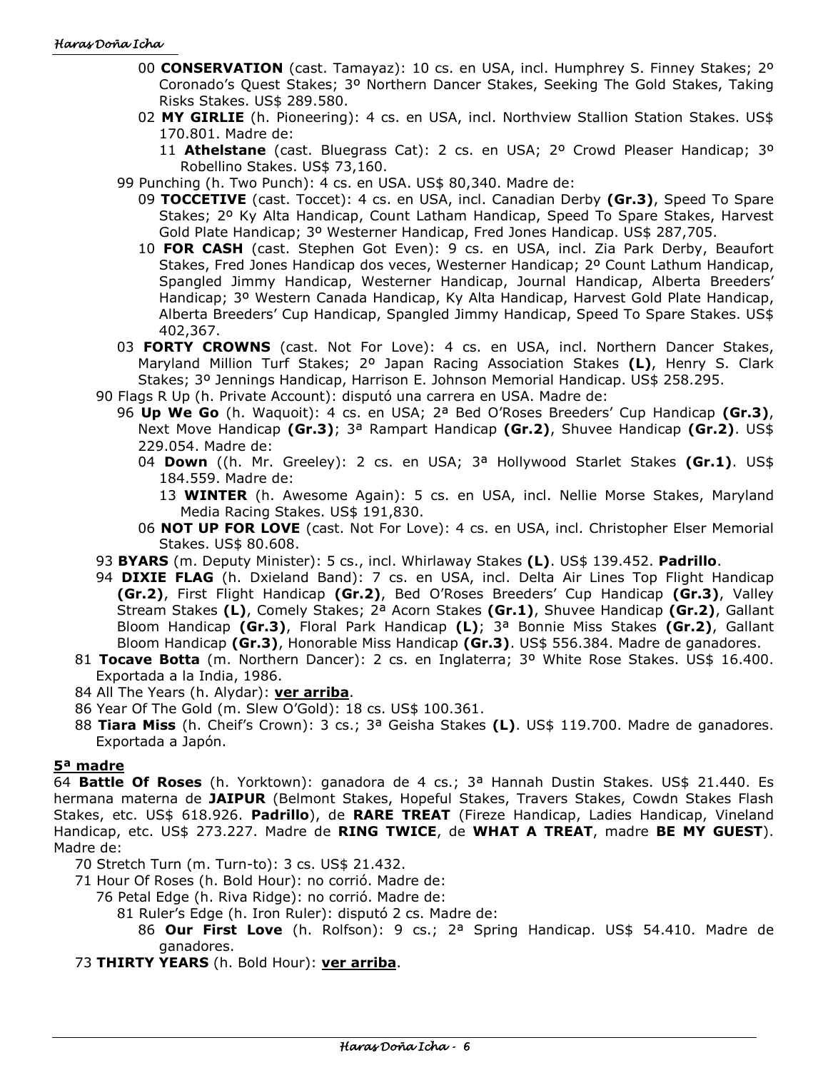00 **CONSERVATION** (cast. Tamayaz): 10 cs. en USA, incl. Humphrey S. Finney Stakes; 2º Coronado's Quest Stakes; 3º Northern Dancer Stakes, Seeking The Gold Stakes, Taking Risks Stakes. US$ 289.580.

02 **MY GIRLIE** (h. Pioneering): 4 cs. en USA, incl. Northview Stallion Station Stakes. US$ 170.801. Madre de:

11 **Athelstane** (cast. Bluegrass Cat): 2 cs. en USA; 2º Crowd Pleaser Handicap; 3º Robellino Stakes. US$ 73,160.

99 Punching (h. Two Punch): 4 cs. en USA. US$ 80,340. Madre de:

09 **TOCCETIVE** (cast. Toccet): 4 cs. en USA, incl. Canadian Derby **(Gr.3)**, Speed To Spare Stakes; 2º Ky Alta Handicap, Count Latham Handicap, Speed To Spare Stakes, Harvest Gold Plate Handicap; 3º Westerner Handicap, Fred Jones Handicap. US$ 287,705.

10 **FOR CASH** (cast. Stephen Got Even): 9 cs. en USA, incl. Zia Park Derby, Beaufort Stakes, Fred Jones Handicap dos veces, Westerner Handicap; 2º Count Latham Handicap, Spangled Jimmy Handicap, Westerner Handicap, Journal Handicap, Alberta Breeders' Handicap; 3º Western Canada Handicap, Ky Alta Handicap, Harvest Gold Plate Handicap, Alberta Breeders' Cup Handicap, Spangled Jimmy Handicap, Speed To Spare Stakes. US$ 402,367.

03 **FORTY CROWNS** (cast. Not For Love): 4 cs. en USA, incl. Northern Dancer Stakes, Maryland Million Turf Stakes; 2º Japan Racing Association Stakes **(L)**, Henry S. Clark Stakes; 3º Jennings Handicap, Harrison E. Johnson Memorial Handicap. US$ 258.295.

90 Flags R Up (h. Private Account): disputó una carrera en USA. Madre de:

96 **Up We Go** (h. Waquoit): 4 cs. en USA; 2ª Bed O'Roses Breeders' Cup Handicap **(Gr.3)**, Next Move Handicap **(Gr.3)**; 3ª Rampart Handicap **(Gr.2)**, Shuvee Handicap **(Gr.2)**. US$ 229.054. Madre de:

04 **Down** ((h. Mr. Greeley): 2 cs. en USA; 3ª Hollywood Starlet Stakes **(Gr.1)**. US$ 184.559. Madre de:

13 **WINTER** (h. Awesome Again): 5 cs. en USA, incl. Nellie Morse Stakes, Maryland Media Racing Stakes. US$ 191,830.

06 **NOT UP FOR LOVE** (cast. Not For Love): 4 cs. en USA, incl. Christopher Elser Memorial Stakes. US$ 80.608.

93 **BYARS** (m. Deputy Minister): 5 cs., incl. Whirlaway Stakes **(L)**. US$ 139.452. **Padrillo**.

94 **DIXIE FLAG** (h. Dxieland Band): 7 cs. en USA, incl. Delta Air Lines Top Flight Handicap **(Gr.2)**, First Flight Handicap **(Gr.2)**, Bed O'Roses Breeders' Cup Handicap **(Gr.3)**, Valley Stream Stakes **(L)**, Comely Stakes; 2ª Acorn Stakes **(Gr.1)**, Shuvee Handicap **(Gr.2)**, Gallant Bloom Handicap **(Gr.3)**, Floral Park Handicap **(L)**; 3ª Bonnie Miss Stakes **(Gr.2)**, Gallant Bloom Handicap **(Gr.3)**, Honorable Miss Handicap **(Gr.3)**. US$ 556.384. Madre de ganadores.

81 **Tocave Botta** (m. Northern Dancer): 2 cs. en Inglaterra; 3º White Rose Stakes. US$ 16.400. Exportada a la India, 1986.

84 All The Years (h. Alydar): **ver arriba**.

86 Year Of The Gold (m. Slew O'Gold): 18 cs. US$ 100.361.

88 **Tiara Miss** (h. Cheif's Crown): 3 cs.; 3ª Geisha Stakes **(L)**. US$ 119.700. Madre de ganadores. Exportada a Japón.

## 5ª madre

64 **Battle Of Roses** (h. Yorktown): ganadora de 4 cs.; 3ª Hannah Dustin Stakes. US$ 21.440. Es hermana materna de **JAIPUR** (Belmont Stakes, Hopeful Stakes, Travers Stakes, Cowdn Stakes Flash Stakes, etc. US$ 618.926. **Padrillo**), de **RARE TREAT** (Fireze Handicap, Ladies Handicap, Vineland Handicap, etc. US$ 273.227. Madre de **RING TWICE**, de **WHAT A TREAT**, madre **BE MY GUEST**). Madre de:

70 Stretch Turn (m. Turn-to): 3 cs. US$ 21.432.

71 Hour Of Roses (h. Bold Hour): no corrió. Madre de:

76 Petal Edge (h. Riva Ridge): no corrió. Madre de:

81 Ruler's Edge (h. Iron Ruler): disputó 2 cs. Madre de:

86 **Our First Love** (h. Rolfson): 9 cs.; 2ª Spring Handicap. US$ 54.410. Madre de ganadores.

73 **THIRTY YEARS** (h. Bold Hour): **ver arriba**.